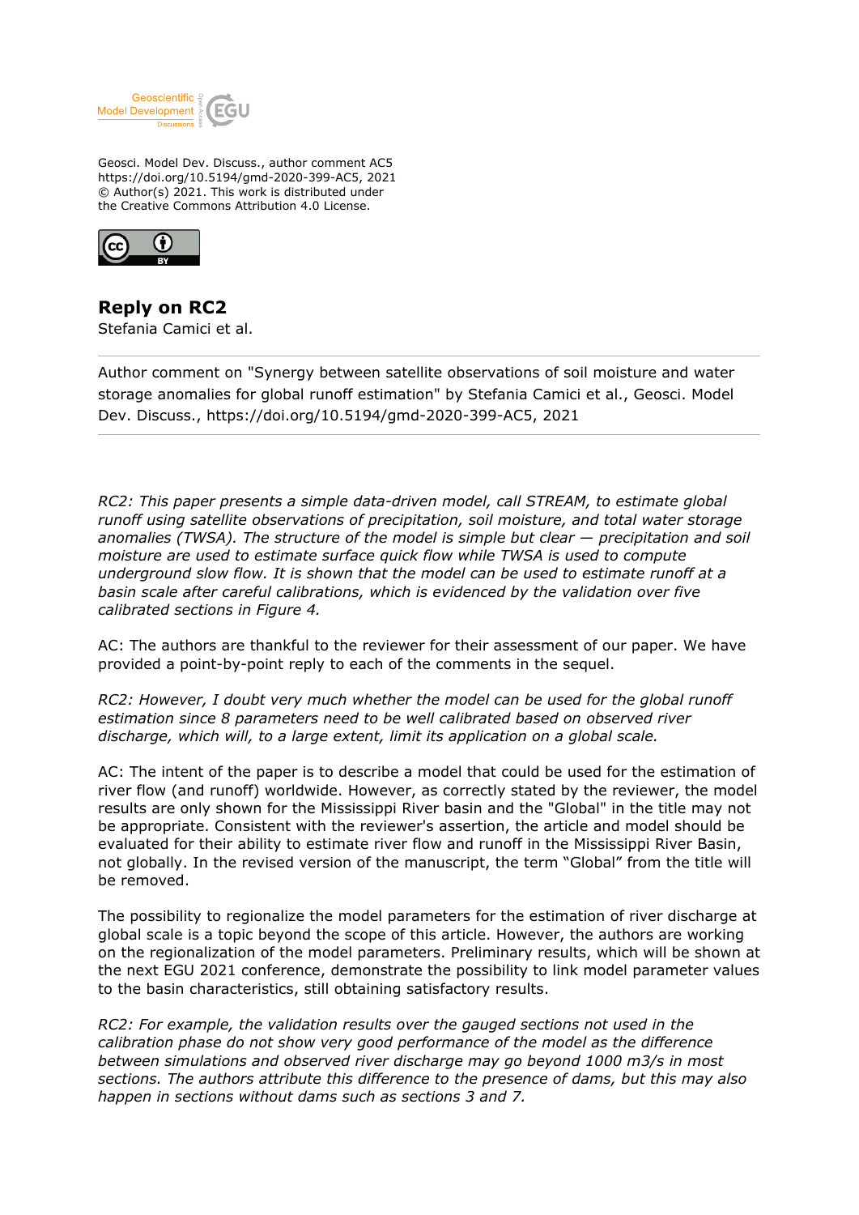Geosci. Model Dev. Discuss., author comment AC5
https://doi.org/10.5194/gmd-2020-399-AC5, 2021
© Author(s) 2021. This work is distributed under
the Creative Commons Attribution 4.0 License.

# Reply on RC2

Stefania Camici et al.

---

Author comment on "Synergy between satellite observations of soil moisture and water storage anomalies for global runoff estimation" by Stefania Camici et al., Geosci. Model Dev. Discuss., https://doi.org/10.5194/gmd-2020-399-AC5, 2021

---

*RC2: This paper presents a simple data-driven model, call STREAM, to estimate global runoff using satellite observations of precipitation, soil moisture, and total water storage anomalies (TWSA). The structure of the model is simple but clear — precipitation and soil moisture are used to estimate surface quick flow while TWSA is used to compute underground slow flow. It is shown that the model can be used to estimate runoff at a basin scale after careful calibrations, which is evidenced by the validation over five calibrated sections in Figure 4.*

AC: The authors are thankful to the reviewer for their assessment of our paper. We have provided a point-by-point reply to each of the comments in the sequel.

*RC2: However, I doubt very much whether the model can be used for the global runoff estimation since 8 parameters need to be well calibrated based on observed river discharge, which will, to a large extent, limit its application on a global scale.*

AC: The intent of the paper is to describe a model that could be used for the estimation of river flow (and runoff) worldwide. However, as correctly stated by the reviewer, the model results are only shown for the Mississippi River basin and the "Global" in the title may not be appropriate. Consistent with the reviewer's assertion, the article and model should be evaluated for their ability to estimate river flow and runoff in the Mississippi River Basin, not globally. In the revised version of the manuscript, the term “Global” from the title will be removed.

The possibility to regionalize the model parameters for the estimation of river discharge at global scale is a topic beyond the scope of this article. However, the authors are working on the regionalization of the model parameters. Preliminary results, which will be shown at the next EGU 2021 conference, demonstrate the possibility to link model parameter values to the basin characteristics, still obtaining satisfactory results.

*RC2: For example, the validation results over the gauged sections not used in the calibration phase do not show very good performance of the model as the difference between simulations and observed river discharge may go beyond 1000 m3/s in most sections. The authors attribute this difference to the presence of dams, but this may also happen in sections without dams such as sections 3 and 7.*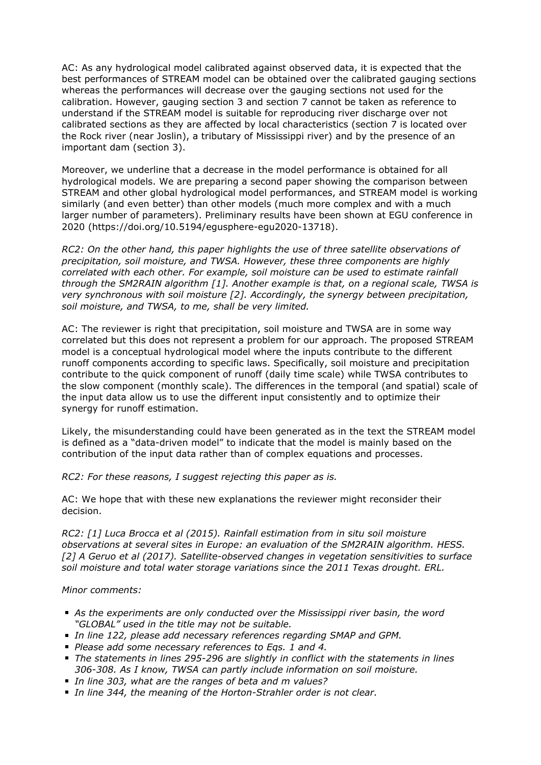AC: As any hydrological model calibrated against observed data, it is expected that the best performances of STREAM model can be obtained over the calibrated gauging sections whereas the performances will decrease over the gauging sections not used for the calibration. However, gauging section 3 and section 7 cannot be taken as reference to understand if the STREAM model is suitable for reproducing river discharge over not calibrated sections as they are affected by local characteristics (section 7 is located over the Rock river (near Joslin), a tributary of Mississippi river) and by the presence of an important dam (section 3).

Moreover, we underline that a decrease in the model performance is obtained for all hydrological models. We are preparing a second paper showing the comparison between STREAM and other global hydrological model performances, and STREAM model is working similarly (and even better) than other models (much more complex and with a much larger number of parameters). Preliminary results have been shown at EGU conference in 2020 (https://doi.org/10.5194/egusphere-egu2020-13718).

*RC2: On the other hand, this paper highlights the use of three satellite observations of precipitation, soil moisture, and TWSA. However, these three components are highly correlated with each other. For example, soil moisture can be used to estimate rainfall through the SM2RAIN algorithm [1]. Another example is that, on a regional scale, TWSA is very synchronous with soil moisture [2]. Accordingly, the synergy between precipitation, soil moisture, and TWSA, to me, shall be very limited.*

AC: The reviewer is right that precipitation, soil moisture and TWSA are in some way correlated but this does not represent a problem for our approach. The proposed STREAM model is a conceptual hydrological model where the inputs contribute to the different runoff components according to specific laws. Specifically, soil moisture and precipitation contribute to the quick component of runoff (daily time scale) while TWSA contributes to the slow component (monthly scale). The differences in the temporal (and spatial) scale of the input data allow us to use the different input consistently and to optimize their synergy for runoff estimation.

Likely, the misunderstanding could have been generated as in the text the STREAM model is defined as a "data-driven model" to indicate that the model is mainly based on the contribution of the input data rather than of complex equations and processes.

*RC2: For these reasons, I suggest rejecting this paper as is.*

AC: We hope that with these new explanations the reviewer might reconsider their decision.

*RC2: [1] Luca Brocca et al (2015). Rainfall estimation from in situ soil moisture observations at several sites in Europe: an evaluation of the SM2RAIN algorithm. HESS. [2] A Geruo et al (2017). Satellite-observed changes in vegetation sensitivities to surface soil moisture and total water storage variations since the 2011 Texas drought. ERL.*

*Minor comments:*

- *As the experiments are only conducted over the Mississippi river basin, the word "GLOBAL" used in the title may not be suitable.*
- *In line 122, please add necessary references regarding SMAP and GPM.*
- *Please add some necessary references to Eqs. 1 and 4.*
- *The statements in lines 295-296 are slightly in conflict with the statements in lines 306-308. As I know, TWSA can partly include information on soil moisture.*
- *In line 303, what are the ranges of beta and m values?*
- *In line 344, the meaning of the Horton-Strahler order is not clear.*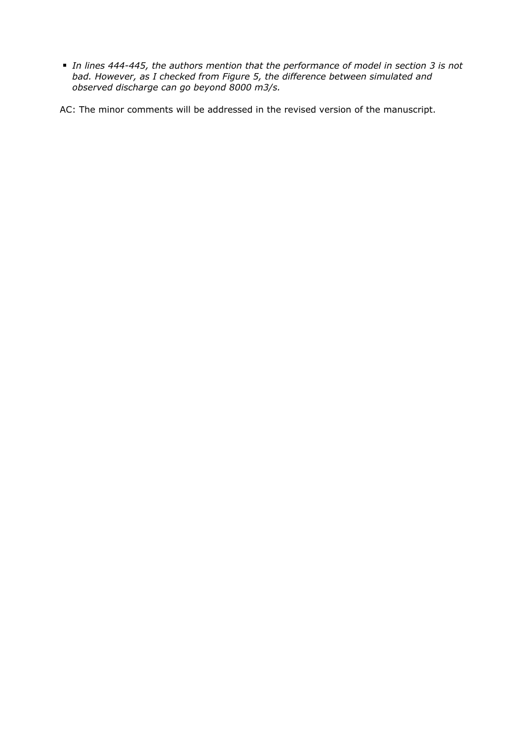- *In lines 444-445, the authors mention that the performance of model in section 3 is not bad. However, as I checked from Figure 5, the difference between simulated and observed discharge can go beyond 8000 m3/s.*

AC: The minor comments will be addressed in the revised version of the manuscript.